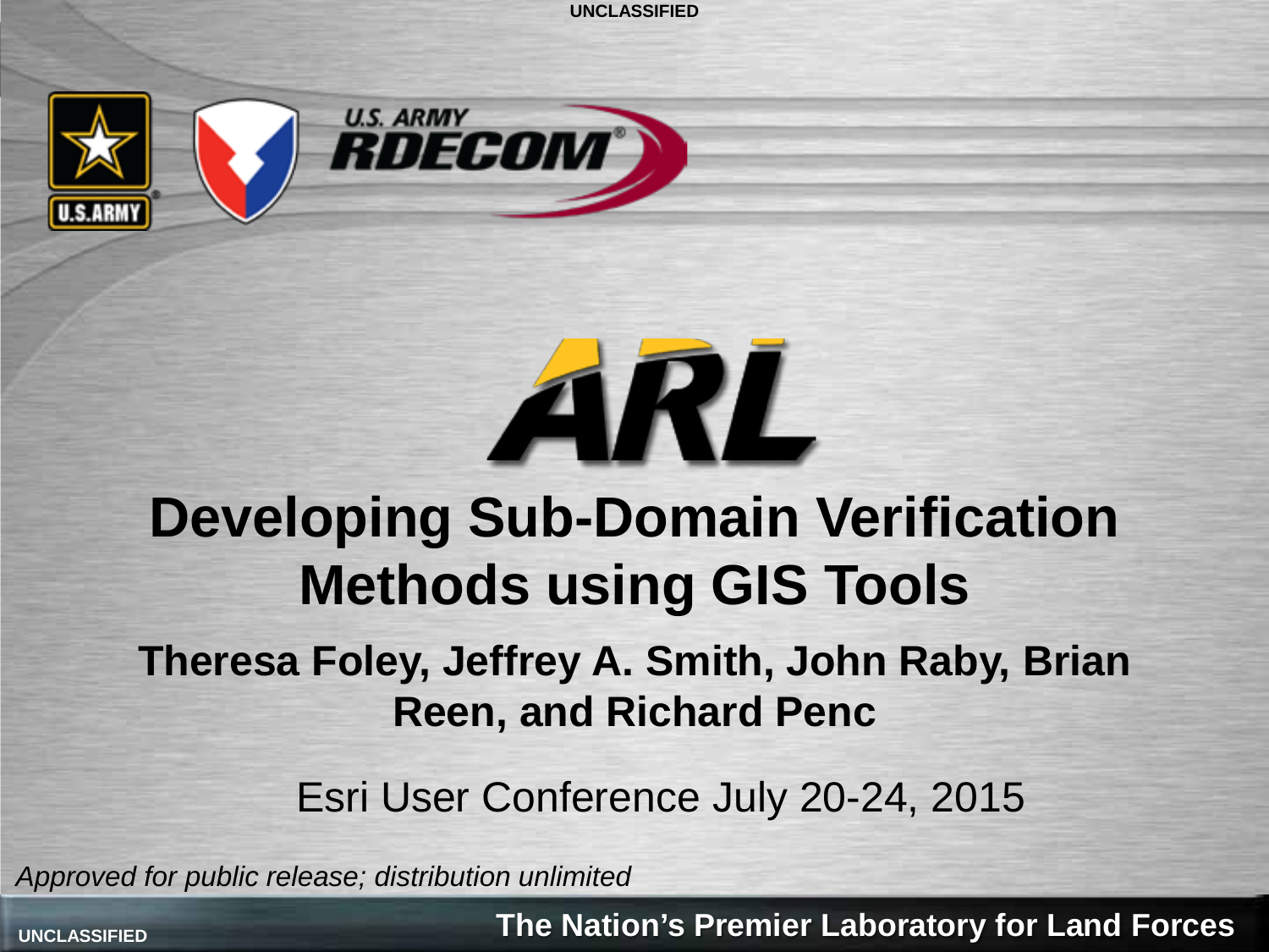UNCLASSIFIED

# Developing Sub-Domain Verification Methods using GIS Tools

**Theresa Foley, Jeffrey A. Smith, John Raby, Brian Reen, and Richard Penc**

Esri User Conference July 20-24, 2015

*Approved for public release; distribution unlimited*

UNCLASSIFIED

**The Nation's Premier Laboratory for Land Forces**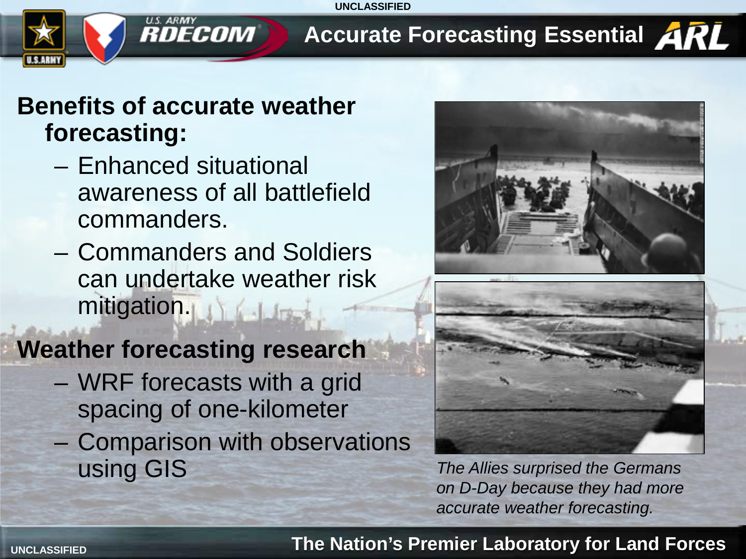# Accurate Forecasting Essential

**Benefits of accurate weather forecasting:**

- Enhanced situational awareness of all battlefield commanders.
- Commanders and Soldiers can undertake weather risk mitigation.

**Weather forecasting research**

- WRF forecasts with a grid spacing of one-kilometer
- Comparison with observations using GIS

*The Allies surprised the Germans on D-Day because they had more accurate weather forecasting.*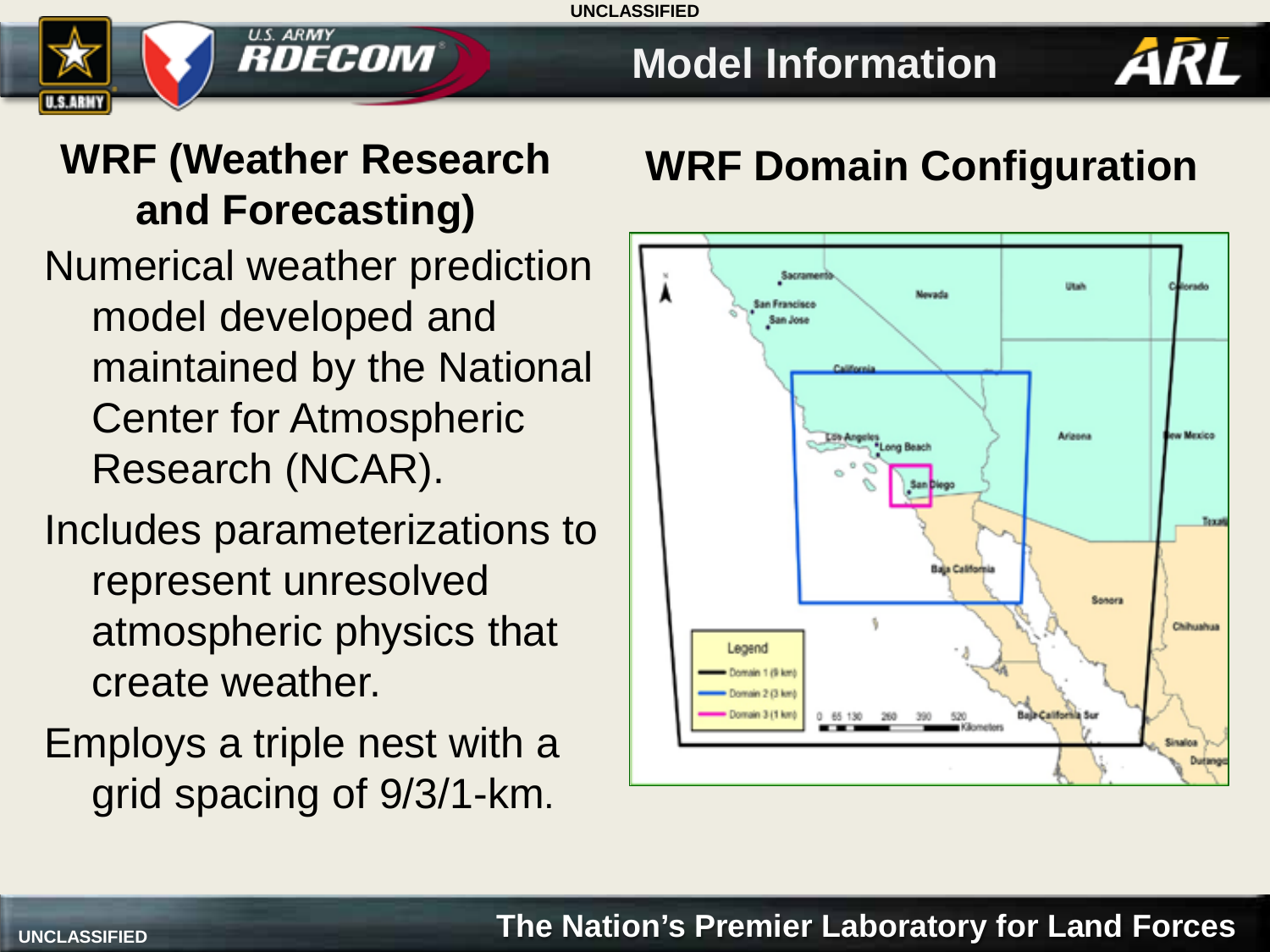# Model Information

## WRF (Weather Research and Forecasting)

- Numerical weather prediction model developed and maintained by the National Center for Atmospheric Research (NCAR).
- Includes parameterizations to represent unresolved atmospheric physics that create weather.
- Employs a triple nest with a grid spacing of 9/3/1-km.

## WRF Domain Configuration

Sacramento
San Francisco
San Jose
Nevada
Utah
Colorado
California
Los Angeles
Long Beach
San Diego
Arizona
New Mexico
Texas
Baja California
Sonora
Chihuahua
Baja California Sur
Sinaloa
Durango

Legend
Domain 1 (9 km)
Domain 2 (3 km)
Domain 3 (1 km)

0 65 130 260 390 520
Kilometers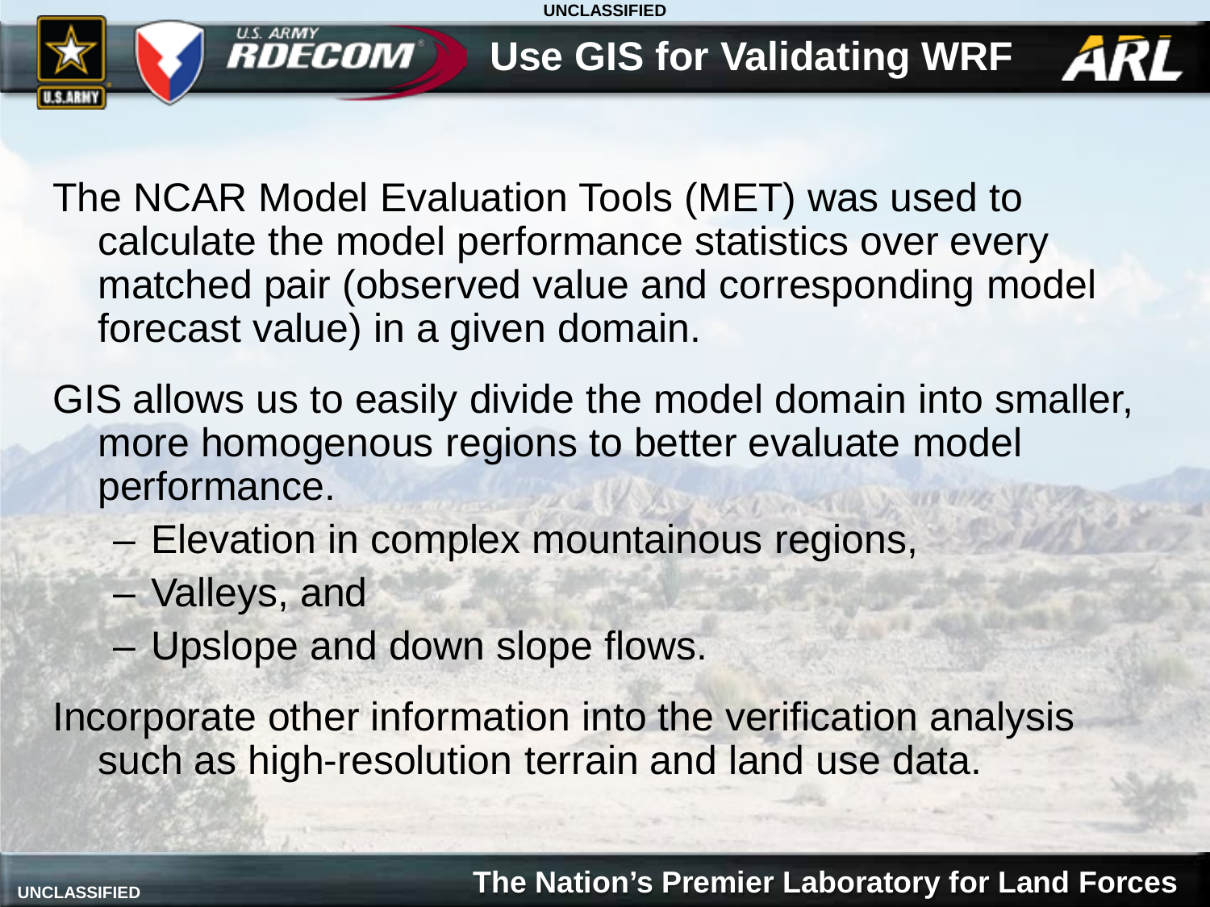# Use GIS for Validating WRF

The NCAR Model Evaluation Tools (MET) was used to calculate the model performance statistics over every matched pair (observed value and corresponding model forecast value) in a given domain.

GIS allows us to easily divide the model domain into smaller, more homogenous regions to better evaluate model performance.

- Elevation in complex mountainous regions,
- Valleys, and
- Upslope and down slope flows.

Incorporate other information into the verification analysis such as high-resolution terrain and land use data.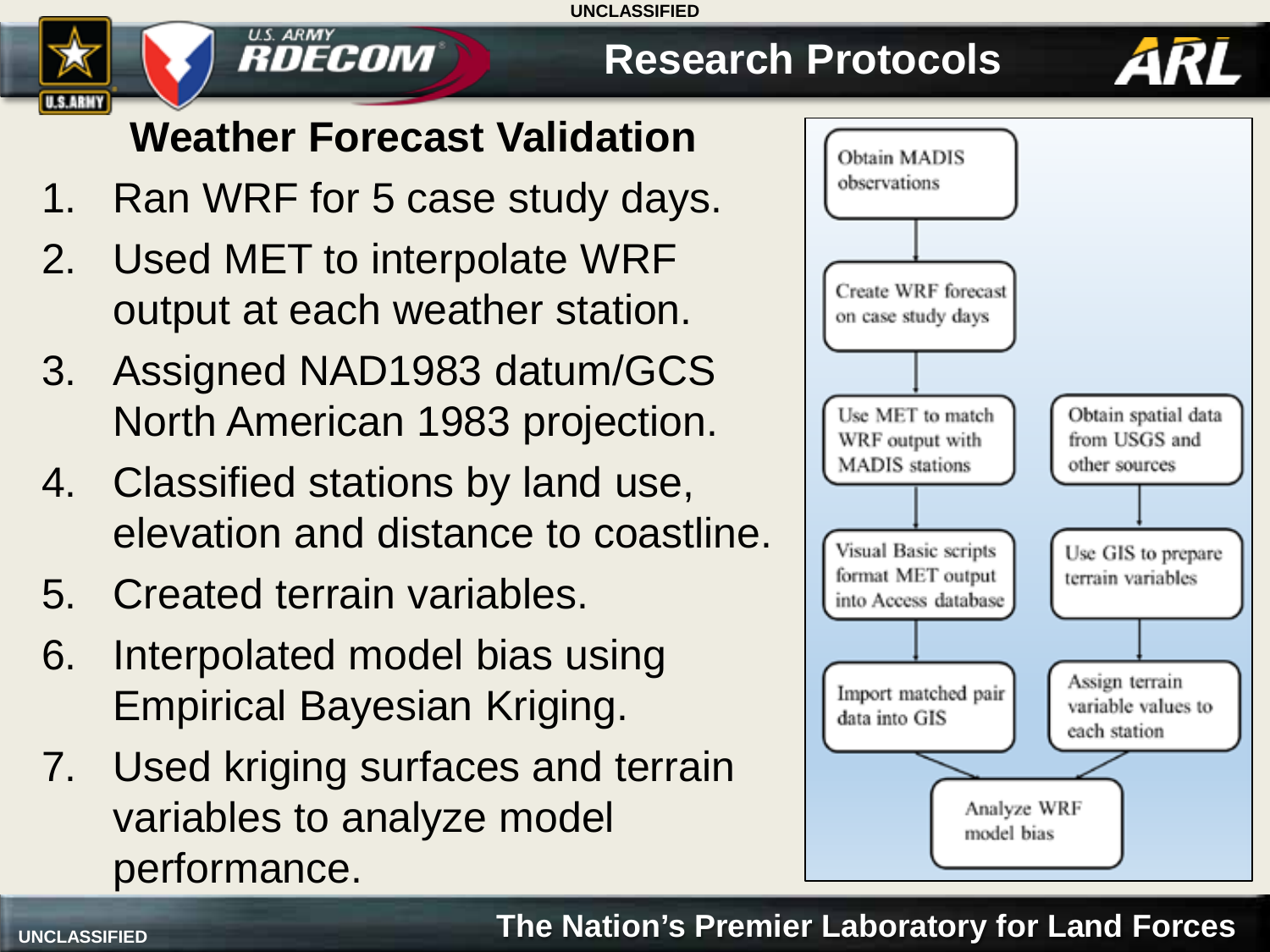# Research Protocols

## Weather Forecast Validation

1. Ran WRF for 5 case study days.
2. Used MET to interpolate WRF output at each weather station.
3. Assigned NAD1983 datum/GCS North American 1983 projection.
4. Classified stations by land use, elevation and distance to coastline.
5. Created terrain variables.
6. Interpolated model bias using Empirical Bayesian Kriging.
7. Used kriging surfaces and terrain variables to analyze model performance.

Obtain MADIS observations

Create WRF forecast on case study days

Use MET to match WRF output with MADIS stations

Obtain spatial data from USGS and other sources

Visual Basic scripts format MET output into Access database

Use GIS to prepare terrain variables

Import matched pair data into GIS

Assign terrain variable values to each station

Analyze WRF model bias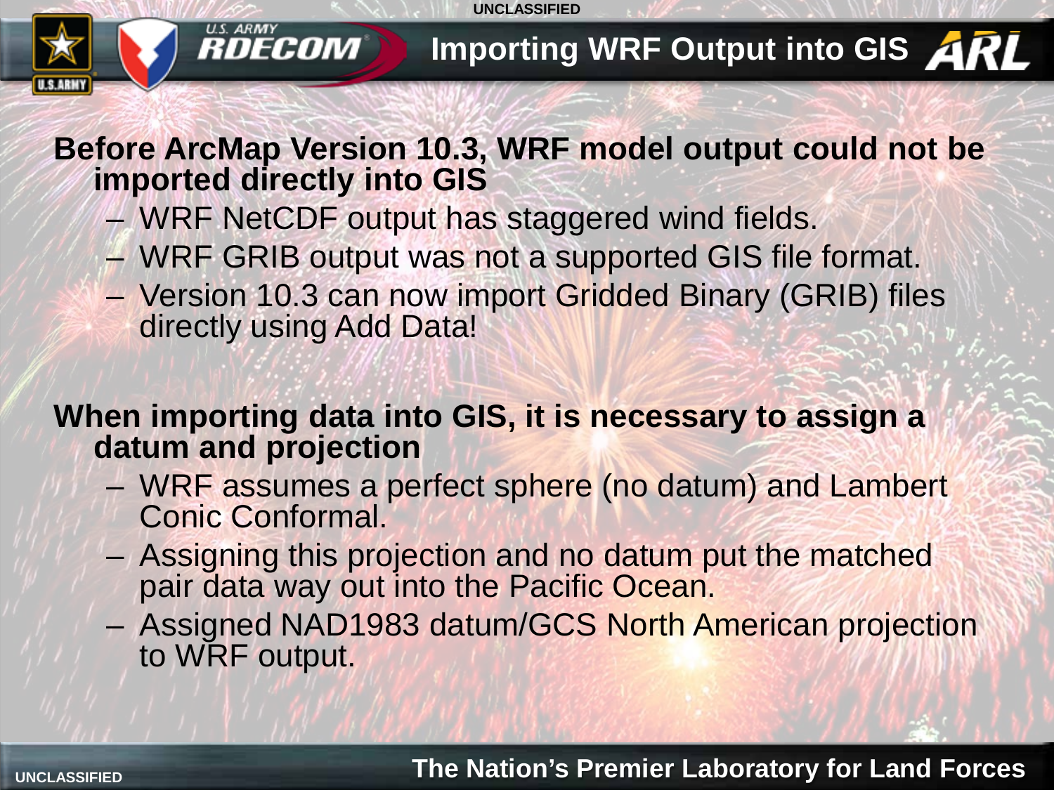# Importing WRF Output into GIS

**Before ArcMap Version 10.3, WRF model output could not be imported directly into GIS**

- WRF NetCDF output has staggered wind fields.
- WRF GRIB output was not a supported GIS file format.
- Version 10.3 can now import Gridded Binary (GRIB) files directly using Add Data!

**When importing data into GIS, it is necessary to assign a datum and projection**

- WRF assumes a perfect sphere (no datum) and Lambert Conic Conformal.
- Assigning this projection and no datum put the matched pair data way out into the Pacific Ocean.
- Assigned NAD1983 datum/GCS North American projection to WRF output.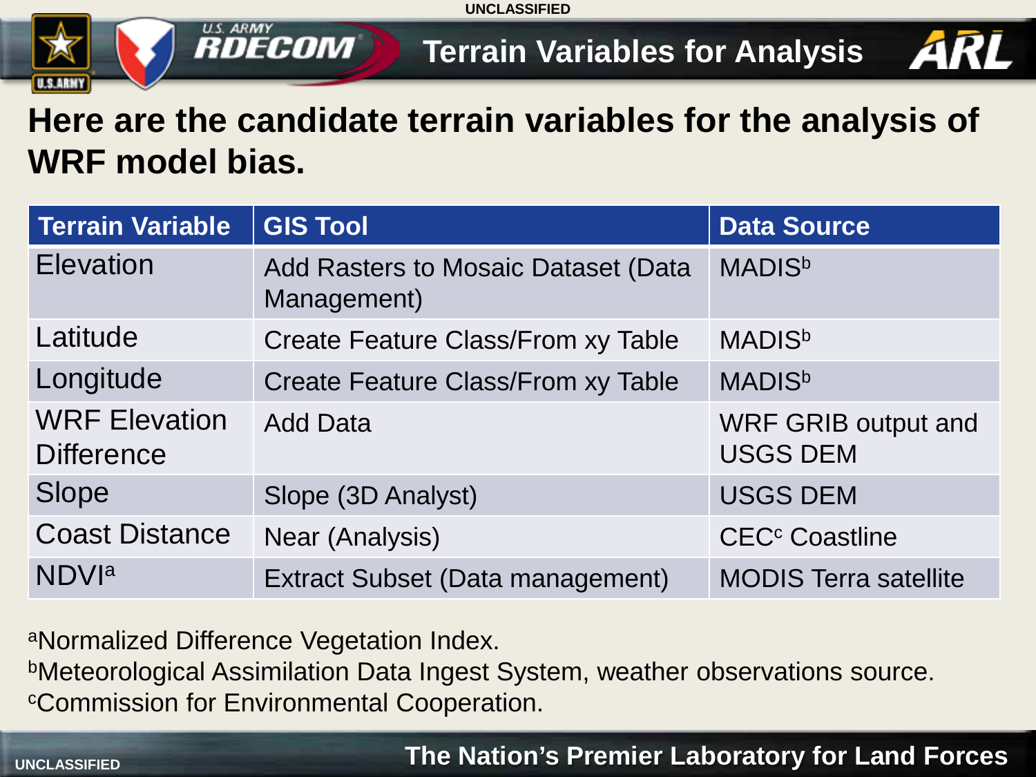UNCLASSIFIED

# Terrain Variables for Analysis

**Here are the candidate terrain variables for the analysis of WRF model bias.**

| Terrain Variable | GIS Tool | Data Source |
| --- | --- | --- |
| Elevation | Add Rasters to Mosaic Dataset (Data Management) | MADIS[b] |
| Latitude | Create Feature Class/From xy Table | MADIS[b] |
| Longitude | Create Feature Class/From xy Table | MADIS[b] |
| WRF Elevation Difference | Add Data | WRF GRIB output and USGS DEM |
| Slope | Slope (3D Analyst) | USGS DEM |
| Coast Distance | Near (Analysis) | CEC[c] Coastline |
| NDVI[a] | Extract Subset (Data management) | MODIS Terra satellite |

[a]Normalized Difference Vegetation Index.
[b]Meteorological Assimilation Data Ingest System, weather observations source.
[c]Commission for Environmental Cooperation.

UNCLASSIFIED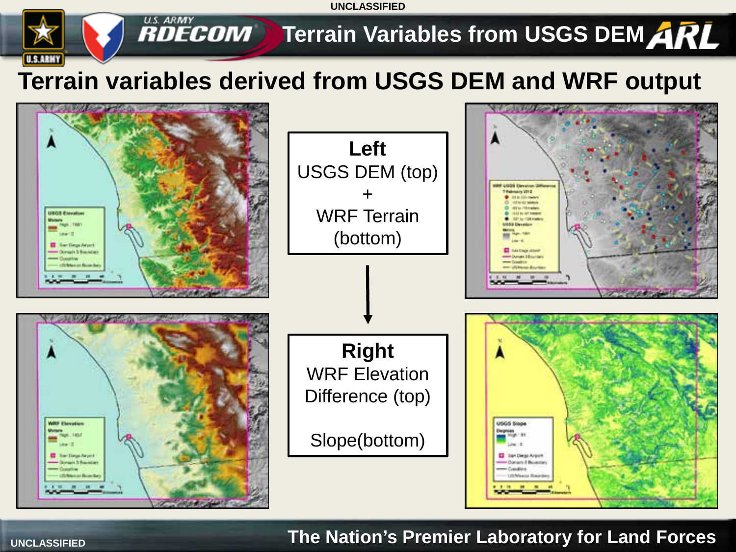# Terrain Variables from USGS DEM

## Terrain variables derived from USGS DEM and WRF output

**Left**
USGS DEM (top)
+
WRF Terrain (bottom)

**Right**
WRF Elevation Difference (top)

Slope(bottom)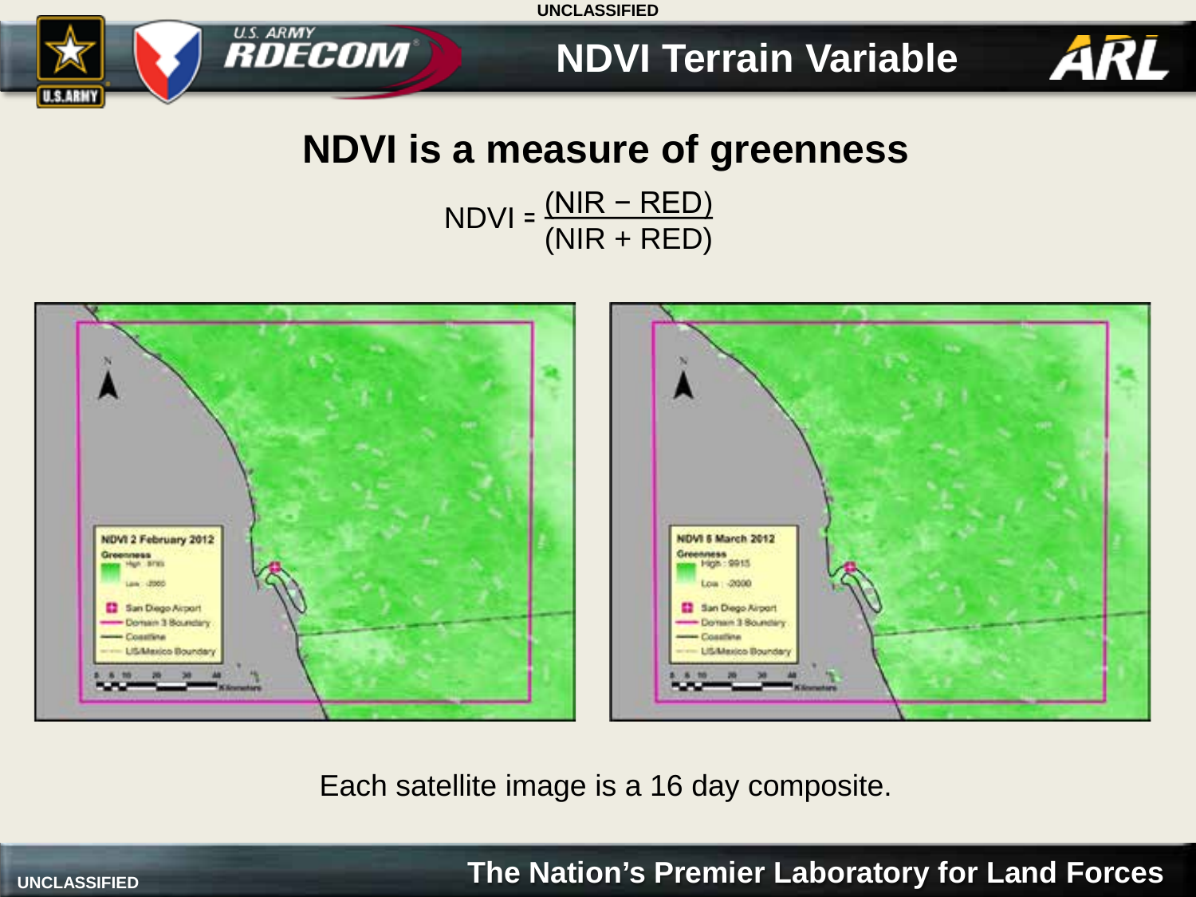# NDVI Terrain Variable

## NDVI is a measure of greenness

$$\text{NDVI} = \frac{(\text{NIR} - \text{RED})}{(\text{NIR} + \text{RED})}$$

NDVI 2 February 2012
Greenness
High : 9785
Low : -2000
San Diego Airport
Domain 3 Boundary
Coastline
US/Mexico Boundary
0 5 10 20 30 40 Kilometers

NDVI 5 March 2012
Greenness
High : 9915
Low : -2000
San Diego Airport
Domain 3 Boundary
Coastline
US/Mexico Boundary
0 5 10 20 30 40 Kilometers

Each satellite image is a 16 day composite.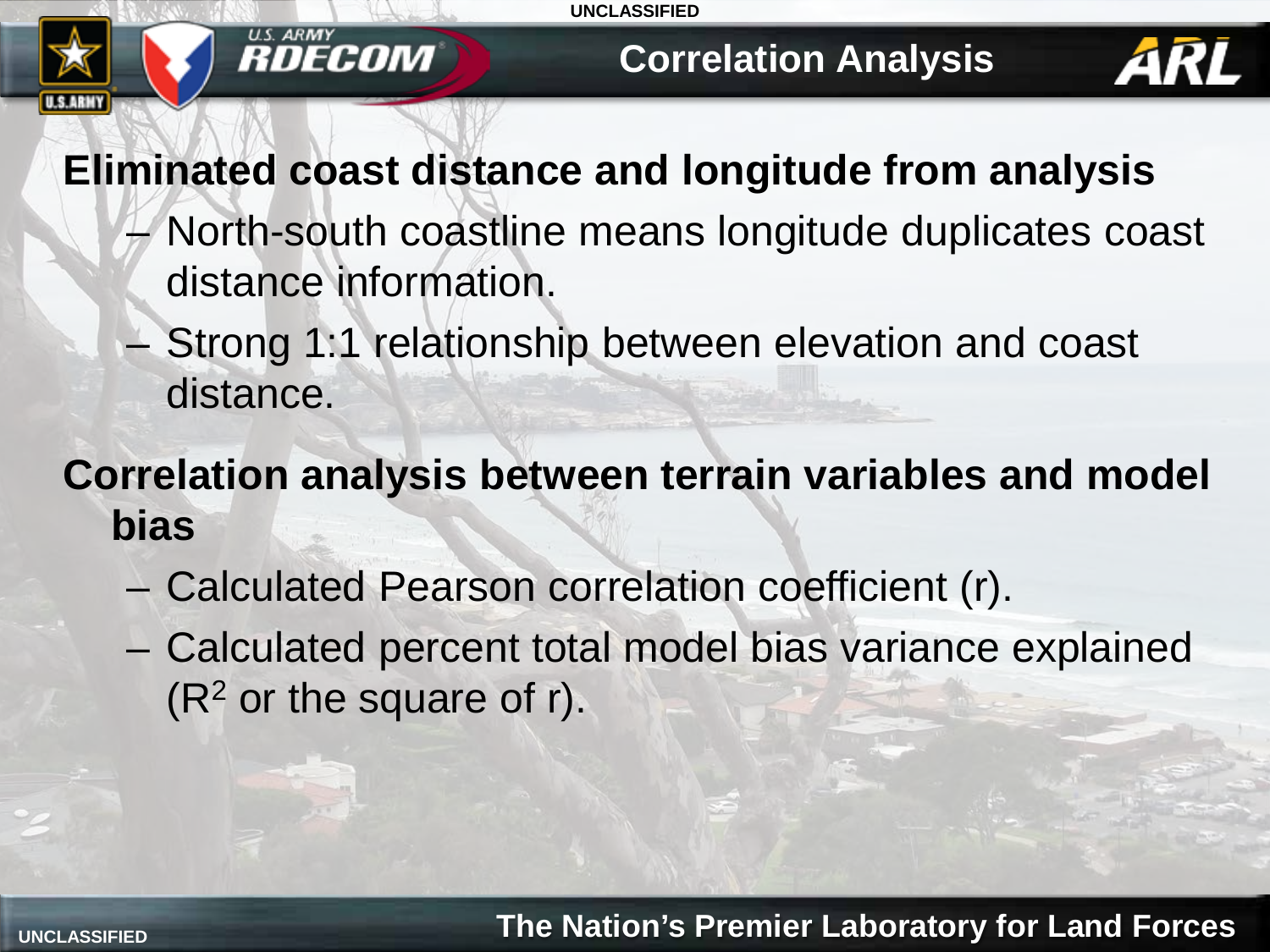# Correlation Analysis

**Eliminated coast distance and longitude from analysis**

- North-south coastline means longitude duplicates coast distance information.
- Strong 1:1 relationship between elevation and coast distance.

**Correlation analysis between terrain variables and model bias**

- Calculated Pearson correlation coefficient (r).
- Calculated percent total model bias variance explained ($R^2$ or the square of r).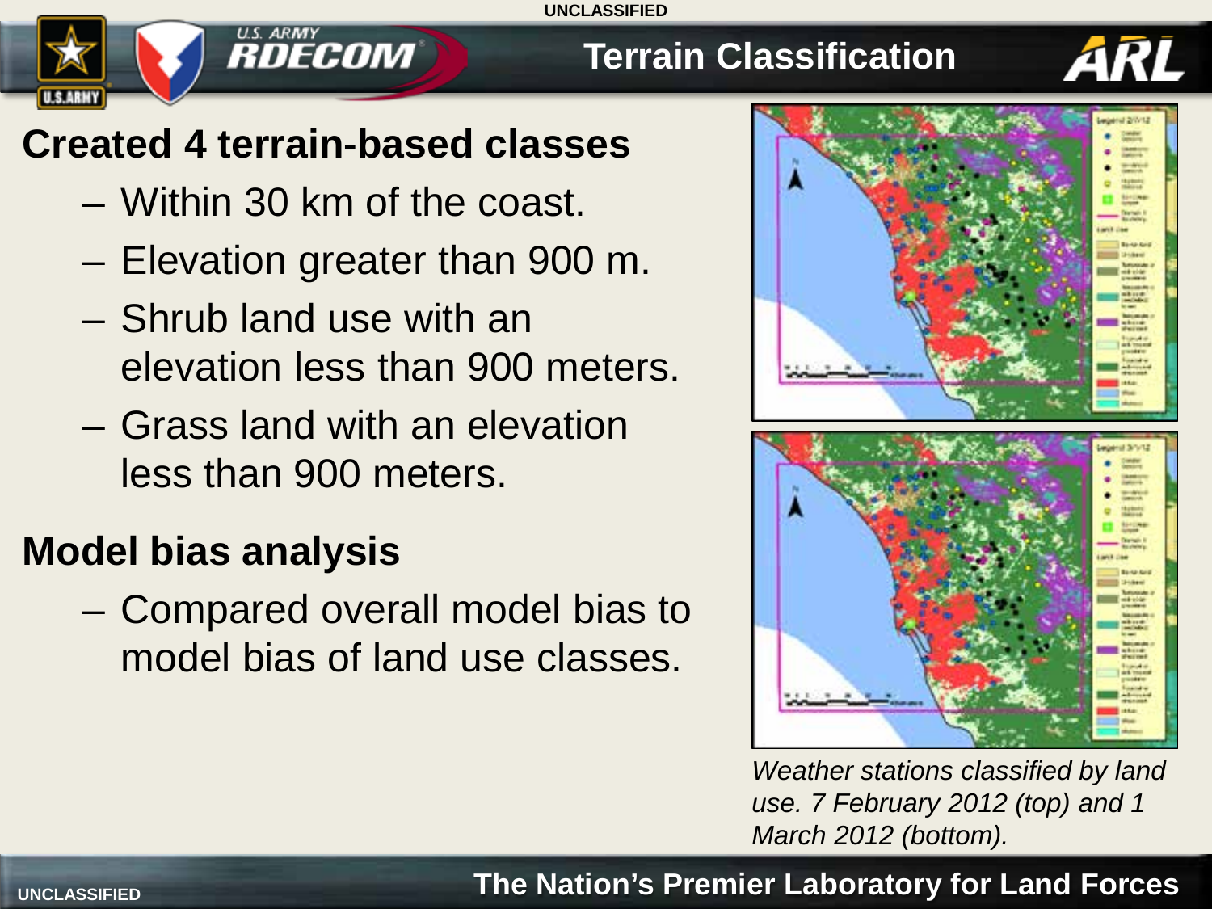# Terrain Classification

## Created 4 terrain-based classes

- Within 30 km of the coast.
- Elevation greater than 900 m.
- Shrub land use with an elevation less than 900 meters.
- Grass land with an elevation less than 900 meters.

## Model bias analysis

- Compared overall model bias to model bias of land use classes.

*Weather stations classified by land use. 7 February 2012 (top) and 1 March 2012 (bottom).*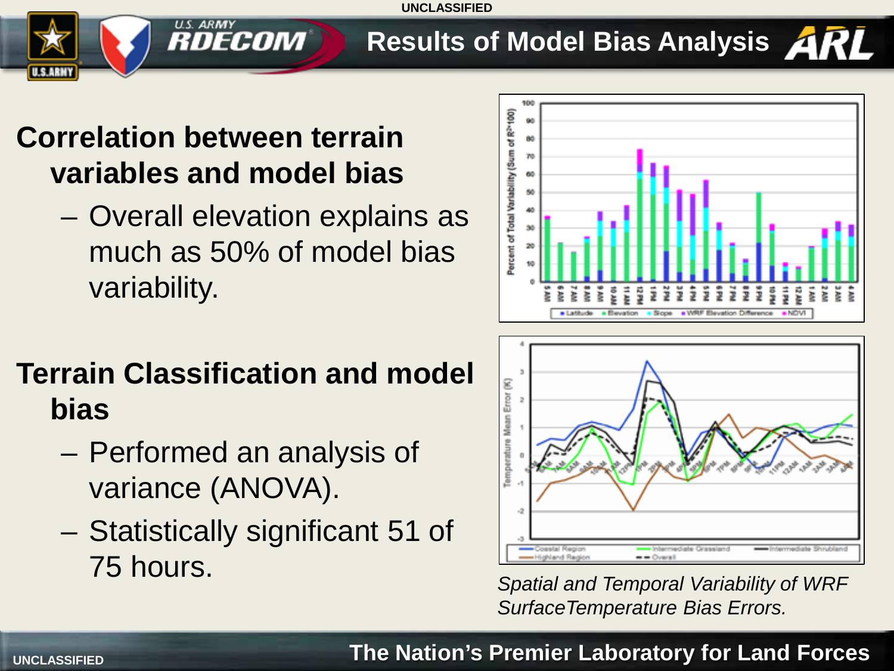# Results of Model Bias Analysis

**Correlation between terrain variables and model bias**

– Overall elevation explains as much as 50% of model bias variability.

**Terrain Classification and model bias**

– Performed an analysis of variance (ANOVA).

– Statistically significant 51 of 75 hours.

Percent of Total Variability (Sum of $R^2$*100)

100
90
80
70
60
50
40
30
20
10
0

5 AM
6 AM
7 AM
8 AM
9 AM
10 AM
11 AM
12 PM
1 PM
2 PM
3 PM
4 PM
5 PM
6 PM
7 PM
8 PM
9 PM
10 PM
11 PM
12 AM
1 AM
2 AM
3 AM
4 AM

Latitude
Elevation
Slope
WRF Elevation Difference
NDVI

Temperature Mean Error (K)

4
3
2
1
0
-1
-2
-3

Coastal Region
Intermediate Grassland
Intermediate Shrubland
Highland Region
Overall

*Spatial and Temporal Variability of WRF SurfaceTemperature Bias Errors.*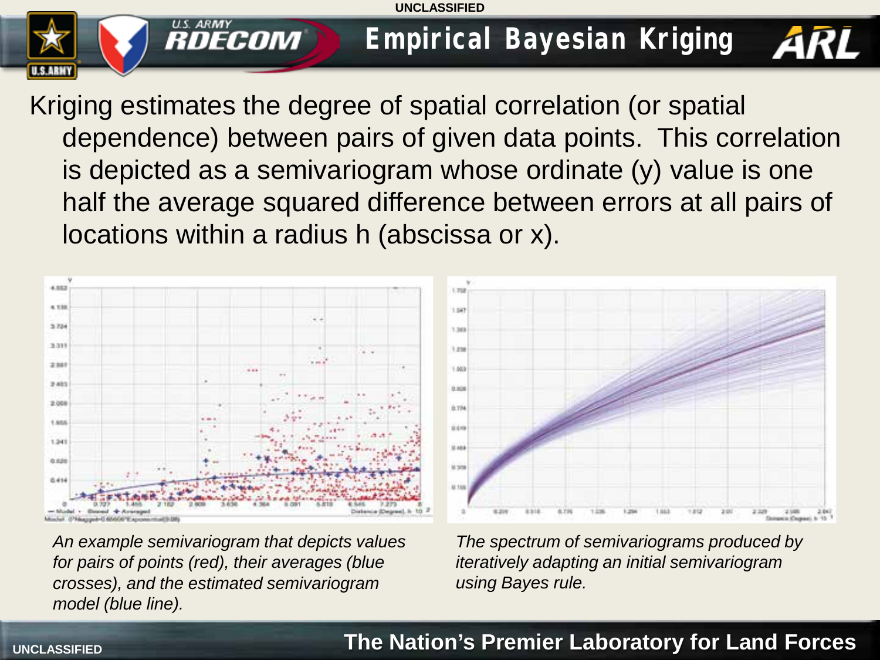# Empirical Bayesian Kriging

Kriging estimates the degree of spatial correlation (or spatial dependence) between pairs of given data points. This correlation is depicted as a semivariogram whose ordinate (y) value is one half the average squared difference between errors at all pairs of locations within a radius h (abscissa or x).

*An example semivariogram that depicts values for pairs of points (red), their averages (blue crosses), and the estimated semivariogram model (blue line).*

*The spectrum of semivariograms produced by iteratively adapting an initial semivariogram using Bayes rule.*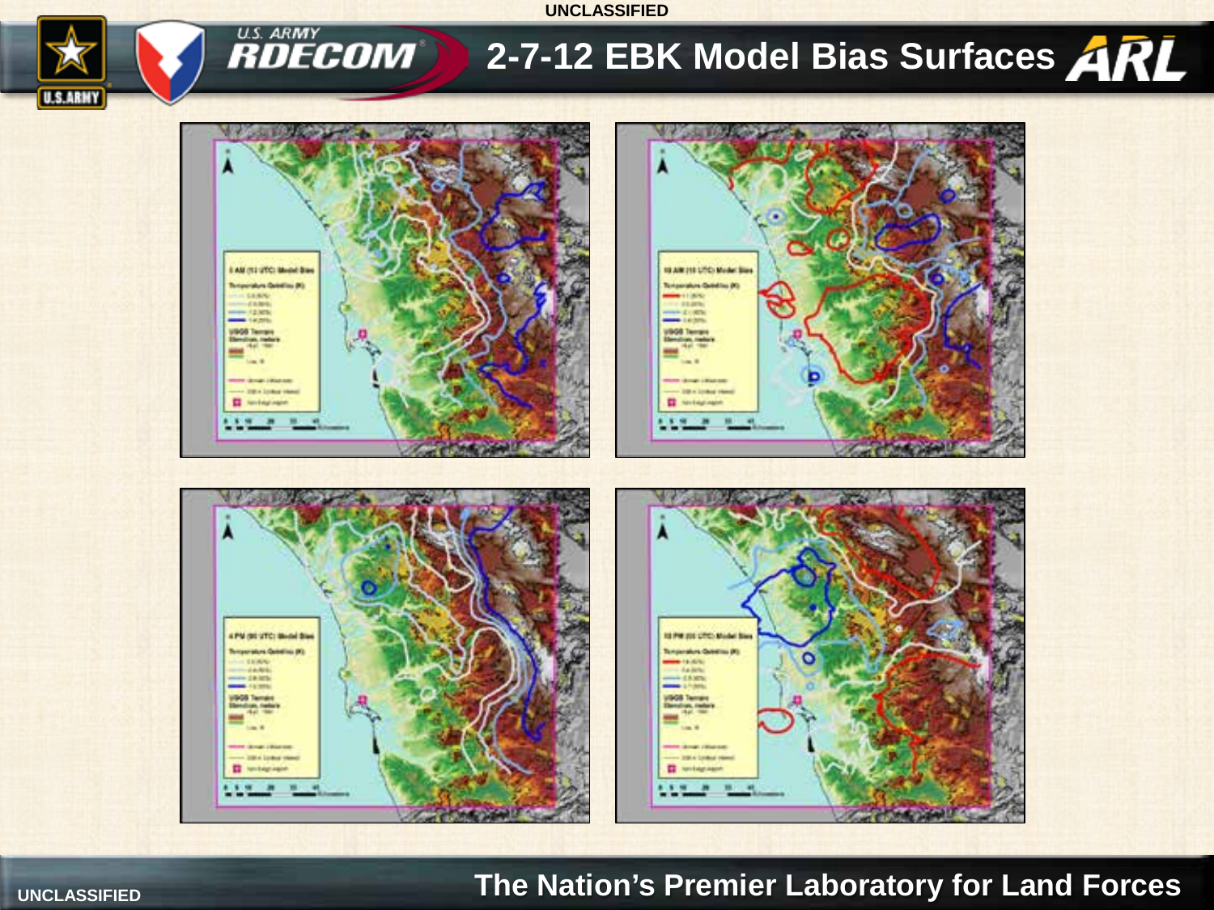UNCLASSIFIED

# 2-7-12 EBK Model Bias Surfaces

UNCLASSIFIED

The Nation's Premier Laboratory for Land Forces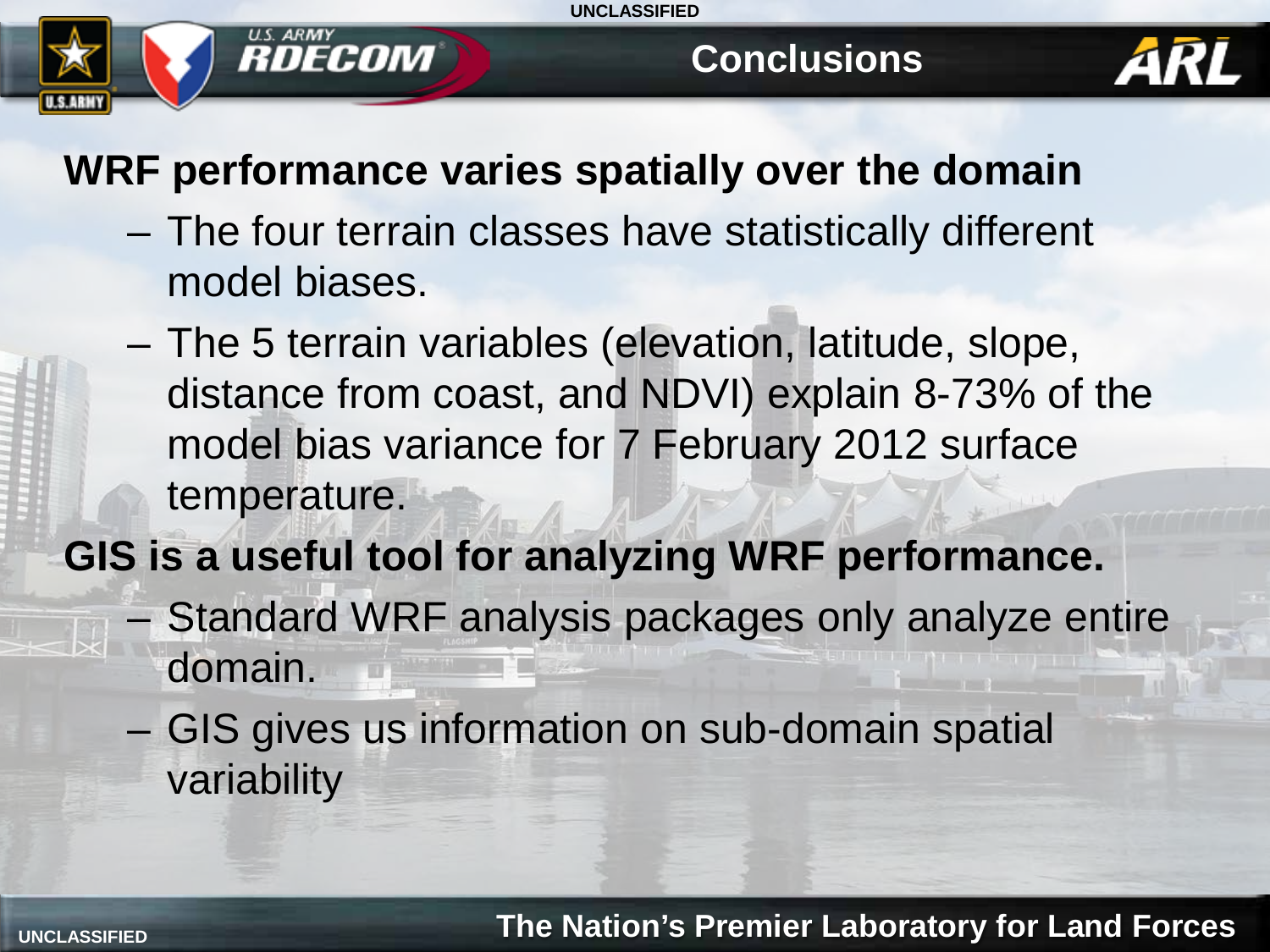# Conclusions

**WRF performance varies spatially over the domain**

- The four terrain classes have statistically different model biases.
- The 5 terrain variables (elevation, latitude, slope, distance from coast, and NDVI) explain 8-73% of the model bias variance for 7 February 2012 surface temperature.

**GIS is a useful tool for analyzing WRF performance.**

- Standard WRF analysis packages only analyze entire domain.
- GIS gives us information on sub-domain spatial variability